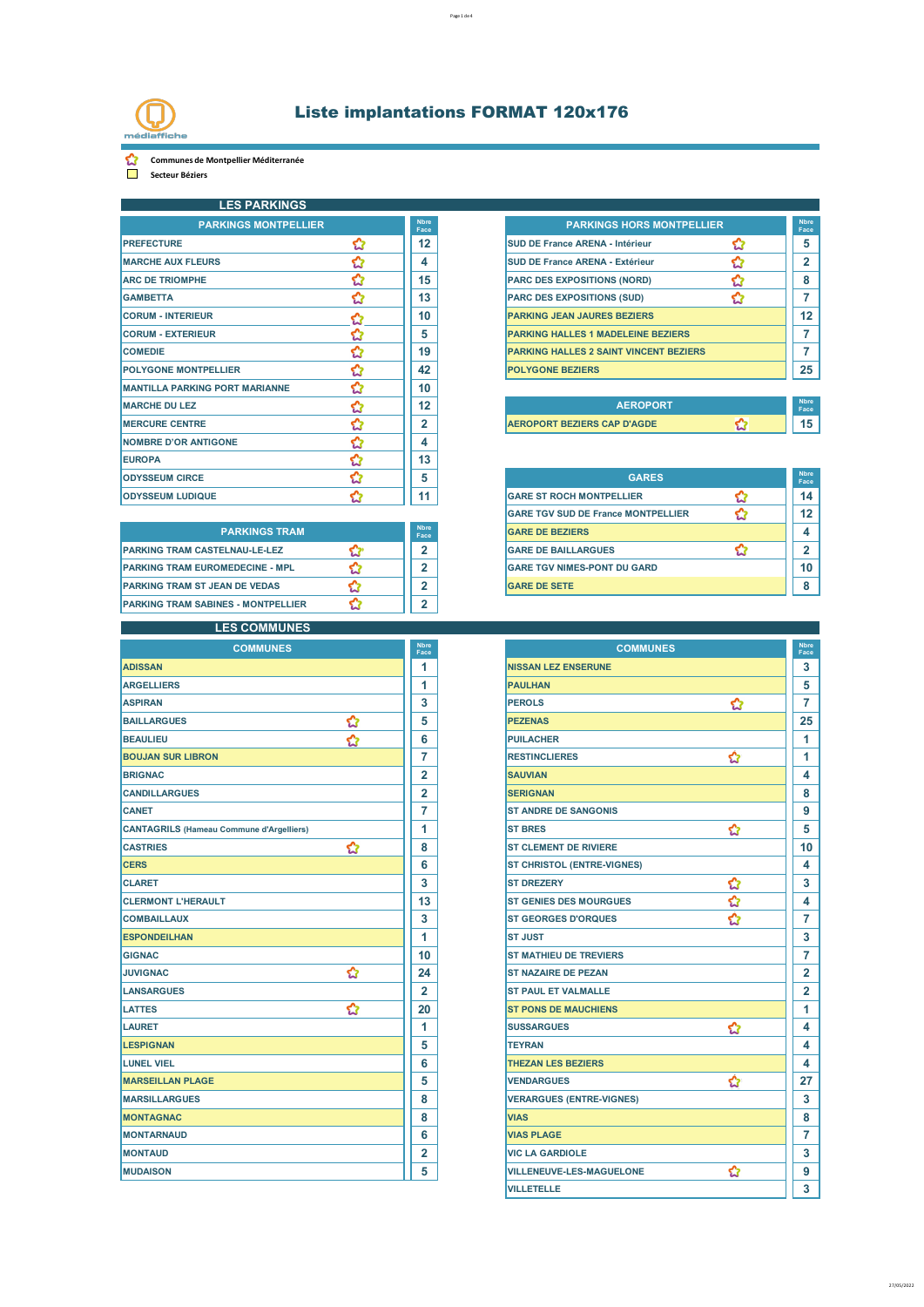# Liste implantations FORMAT 120x176

médiaffiche

✩ Communes de Montpellier Méditerranée

■ Secteur Béziers

## LES PARKINGS

| PARKINGS MONTPELLIER | Communes de Montpellier Méditerranée | Nbre Face |
|---|---|---|
| PREFECTURE | ✩ | 12 |
| MARCHE AUX FLEURS | ✩ | 4 |
| ARC DE TRIOMPHE | ✩ | 15 |
| GAMBETTA | ✩ | 13 |
| CORUM - INTERIEUR | ✩ | 10 |
| CORUM - EXTERIEUR | ✩ | 5 |
| COMEDIE | ✩ | 19 |
| POLYGONE MONTPELLIER | ✩ | 42 |
| MANTILLA PARKING PORT MARIANNE | ✩ | 10 |
| MARCHE DU LEZ | ✩ | 12 |
| MERCURE CENTRE | ✩ | 2 |
| NOMBRE D'OR ANTIGONE | ✩ | 4 |
| EUROPA | ✩ | 13 |
| ODYSSEUM CIRCE | ✩ | 5 |
| ODYSSEUM LUDIQUE | ✩ | 11 |

| PARKINGS TRAM | Communes de Montpellier Méditerranée | Nbre Face |
|---|---|---|
| PARKING TRAM CASTELNAU-LE-LEZ | ✩ | 2 |
| PARKING TRAM EUROMEDECINE - MPL | ✩ | 2 |
| PARKING TRAM ST JEAN DE VEDAS | ✩ | 2 |
| PARKING TRAM SABINES - MONTPELLIER | ✩ | 2 |

| PARKINGS HORS MONTPELLIER | Communes de Montpellier Méditerranée | Secteur Béziers | Nbre Face |
|---|---|---|---|
| SUD DE France ARENA - Intérieur | ✩ | | 5 |
| SUD DE France ARENA - Extérieur | ✩ | | 2 |
| PARC DES EXPOSITIONS (NORD) | ✩ | | 8 |
| PARC DES EXPOSITIONS (SUD) | ✩ | | 7 |
| PARKING JEAN JAURES BEZIERS | | ■ | 12 |
| PARKING HALLES 1 MADELEINE BEZIERS | | ■ | 7 |
| PARKING HALLES 2 SAINT VINCENT BEZIERS | | ■ | 7 |
| POLYGONE BEZIERS | | ■ | 25 |

| AEROPORT | Communes de Montpellier Méditerranée | Secteur Béziers | Nbre Face |
|---|---|---|---|
| AEROPORT BEZIERS CAP D'AGDE | ✩ | ■ | 15 |

| GARES | Communes de Montpellier Méditerranée | Secteur Béziers | Nbre Face |
|---|---|---|---|
| GARE ST ROCH MONTPELLIER | ✩ | | 14 |
| GARE TGV SUD DE France MONTPELLIER | ✩ | | 12 |
| GARE DE BEZIERS | | ■ | 4 |
| GARE DE BAILLARGUES | ✩ | | 2 |
| GARE TGV NIMES-PONT DU GARD | | | 10 |
| GARE DE SETE | | ■ | 8 |

## LES COMMUNES

| COMMUNES | Communes de Montpellier Méditerranée | Secteur Béziers | Nbre Face |
|---|---|---|---|
| ADISSAN | | ■ | 1 |
| ARGELLIERS | | | 1 |
| ASPIRAN | | | 3 |
| BAILLARGUES | ✩ | | 5 |
| BEAULIEU | ✩ | | 6 |
| BOUJAN SUR LIBRON | | ■ | 7 |
| BRIGNAC | | | 2 |
| CANDILLARGUES | | | 2 |
| CANET | | | 7 |
| CANTAGRILS (Hameau Commune d'Argelliers) | | | 1 |
| CASTRIES | ✩ | | 8 |
| CERS | | ■ | 6 |
| CLARET | | | 3 |
| CLERMONT L'HERAULT | | | 13 |
| COMBAILLAUX | | | 3 |
| ESPONDEILHAN | | ■ | 1 |
| GIGNAC | | | 10 |
| JUVIGNAC | ✩ | | 24 |
| LANSARGUES | | | 2 |
| LATTES | ✩ | | 20 |
| LAURET | | | 1 |
| LESPIGNAN | | ■ | 5 |
| LUNEL VIEL | | | 6 |
| MARSEILLAN PLAGE | | ■ | 5 |
| MARSILLARGUES | | | 8 |
| MONTAGNAC | | ■ | 8 |
| MONTARNAUD | | | 6 |
| MONTAUD | | | 2 |
| MUDAISON | | | 5 |
| NISSAN LEZ ENSERUNE | | ■ | 3 |
| PAULHAN | | ■ | 5 |
| PEROLS | ✩ | | 7 |
| PEZENAS | | ■ | 25 |
| PUILACHER | | | 1 |
| RESTINCLIERES | ✩ | | 1 |
| SAUVIAN | | ■ | 4 |
| SERIGNAN | | ■ | 8 |
| ST ANDRE DE SANGONIS | | | 9 |
| ST BRES | ✩ | | 5 |
| ST CLEMENT DE RIVIERE | | | 10 |
| ST CHRISTOL (ENTRE-VIGNES) | | | 4 |
| ST DREZERY | ✩ | | 3 |
| ST GENIES DES MOURGUES | ✩ | | 4 |
| ST GEORGES D'ORQUES | ✩ | | 7 |
| ST JUST | | | 3 |
| ST MATHIEU DE TREVIERS | | | 7 |
| ST NAZAIRE DE PEZAN | | | 2 |
| ST PAUL ET VALMALLE | | | 2 |
| ST PONS DE MAUCHIENS | | ■ | 1 |
| SUSSARGUES | ✩ | | 4 |
| TEYRAN | | | 4 |
| THEZAN LES BEZIERS | | ■ | 4 |
| VENDARGUES | ✩ | | 27 |
| VERARGUES (ENTRE-VIGNES) | | | 3 |
| VIAS | | ■ | 8 |
| VIAS PLAGE | | ■ | 7 |
| VIC LA GARDIOLE | | | 3 |
| VILLENEUVE-LES-MAGUELONE | ✩ | | 9 |
| VILLETELLE | | | 3 |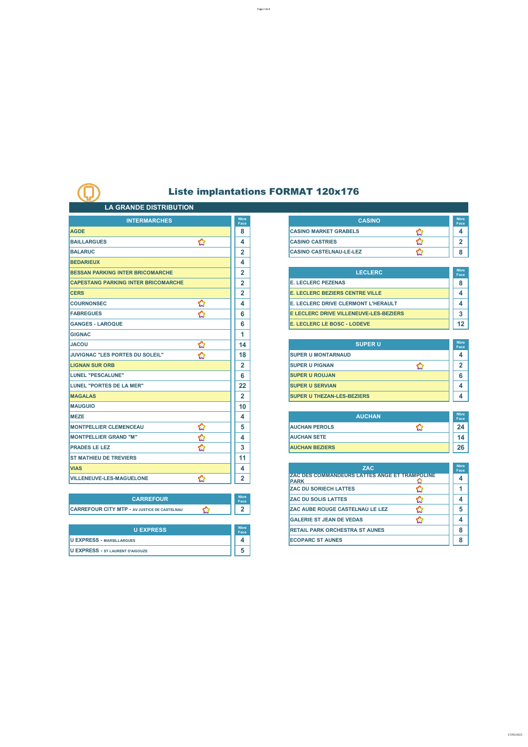# Liste implantations FORMAT 120x176

## LA GRANDE DISTRIBUTION

| INTERMARCHES | | Nbre Face |
|---|---|---|
| AGDE | | 8 |
| BAILLARGUES | ✿ | 4 |
| BALARUC | | 2 |
| BEDARIEUX | | 4 |
| BESSAN PARKING INTER BRICOMARCHE | | 2 |
| CAPESTANG PARKING INTER BRICOMARCHE | | 2 |
| CERS | | 2 |
| COURNONSEC | ✿ | 4 |
| FABREGUES | ✿ | 6 |
| GANGES - LAROQUE | | 6 |
| GIGNAC | | 1 |
| JACOU | ✿ | 14 |
| JUVIGNAC "LES PORTES DU SOLEIL" | ✿ | 18 |
| LIGNAN SUR ORB | | 2 |
| LUNEL "PESCALUNE" | | 6 |
| LUNEL "PORTES DE LA MER" | | 22 |
| MAGALAS | | 2 |
| MAUGUIO | | 10 |
| MEZE | | 4 |
| MONTPELLIER CLEMENCEAU | ✿ | 5 |
| MONTPELLIER GRAND "M" | ✿ | 4 |
| PRADES LE LEZ | ✿ | 3 |
| ST MATHIEU DE TREVIERS | | 11 |
| VIAS | | 4 |
| VILLENEUVE-LES-MAGUELONE | ✿ | 2 |

| CARREFOUR | | Nbre Face |
|---|---|---|
| CARREFOUR CITY MTP - AV JUSTICE DE CASTELNAU | ✿ | 2 |

| U EXPRESS | Nbre Face |
|---|---|
| U EXPRESS - MARSILLARGUES | 4 |
| U EXPRESS - ST LAURENT D'AIGOUZE | 5 |

| CASINO | | Nbre Face |
|---|---|---|
| CASINO MARKET GRABELS | ✿ | 4 |
| CASINO CASTRIES | ✿ | 2 |
| CASINO CASTELNAU-LE-LEZ | ✿ | 8 |

| LECLERC | Nbre Face |
|---|---|
| E. LECLERC PEZENAS | 8 |
| E. LECLERC BEZIERS CENTRE VILLE | 4 |
| E. LECLERC DRIVE CLERMONT L'HERAULT | 4 |
| E LECLERC DRIVE VILLENEUVE-LES-BEZIERS | 3 |
| E. LECLERC LE BOSC - LODEVE | 12 |

| SUPER U | | Nbre Face |
|---|---|---|
| SUPER U MONTARNAUD | | 4 |
| SUPER U PIGNAN | ✿ | 2 |
| SUPER U ROUJAN | | 6 |
| SUPER U SERVIAN | | 4 |
| SUPER U THEZAN-LES-BEZIERS | | 4 |

| AUCHAN | | Nbre Face |
|---|---|---|
| AUCHAN PEROLS | ✿ | 24 |
| AUCHAN SETE | | 14 |
| AUCHAN BEZIERS | | 26 |

| ZAC | | Nbre Face |
|---|---|---|
| ZAC DES COMMANDEURS LATTES ANGE ET TRAMPOLINE PARK | ✿ | 4 |
| ZAC DU SORIECH LATTES | ✿ | 1 |
| ZAC DU SOLIS LATTES | ✿ | 4 |
| ZAC AUBE ROUGE CASTELNAU LE LEZ | ✿ | 5 |
| GALERIE ST JEAN DE VEDAS | ✿ | 4 |
| RETAIL PARK ORCHESTRA ST AUNES | | 8 |
| ECOPARC ST AUNES | | 8 |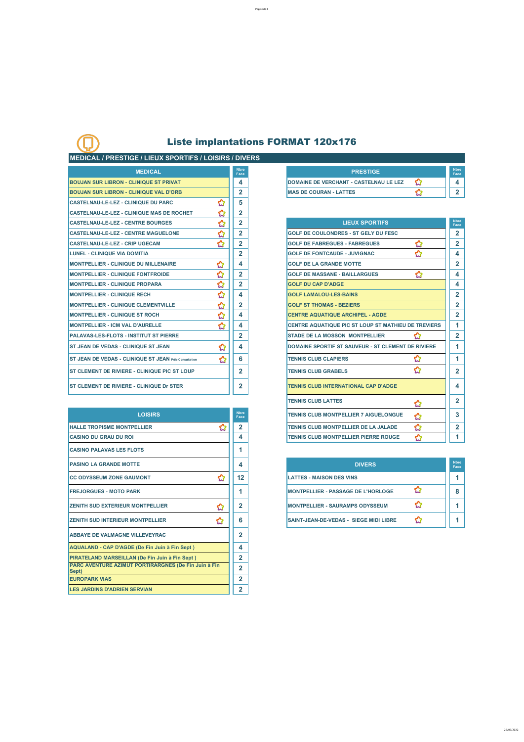# Liste implantations FORMAT 120x176

## MEDICAL / PRESTIGE / LIEUX SPORTIFS / LOISIRS / DIVERS

| MEDICAL | Nbre Face |
|---|---|
| BOUJAN SUR LIBRON - CLINIQUE ST PRIVAT | 4 |
| BOUJAN SUR LIBRON - CLINIQUE VAL D'ORB | 2 |
| CASTELNAU-LE-LEZ - CLINIQUE DU PARC | 5 |
| CASTELNAU-LE-LEZ - CLINIQUE MAS DE ROCHET | 2 |
| CASTELNAU-LE-LEZ - CENTRE BOURGES | 2 |
| CASTELNAU-LE-LEZ - CENTRE MAGUELONE | 2 |
| CASTELNAU-LE-LEZ - CRIP UGECAM | 2 |
| LUNEL - CLINIQUE VIA DOMITIA | 2 |
| MONTPELLIER - CLINIQUE DU MILLENAIRE | 4 |
| MONTPELLIER - CLINIQUE FONTFROIDE | 2 |
| MONTPELLIER - CLINIQUE PROPARA | 2 |
| MONTPELLIER - CLINIQUE RECH | 4 |
| MONTPELLIER - CLINIQUE CLEMENTVILLE | 2 |
| MONTPELLIER - CLINIQUE ST ROCH | 4 |
| MONTPELLIER - ICM VAL D'AURELLE | 4 |
| PALAVAS-LES-FLOTS - INSTITUT ST PIERRE | 2 |
| ST JEAN DE VEDAS - CLINIQUE ST JEAN | 4 |
| ST JEAN DE VEDAS - CLINIQUE ST JEAN Pôle Consultation | 6 |
| ST CLEMENT DE RIVIERE - CLINIQUE PIC ST LOUP | 2 |
| ST CLEMENT DE RIVIERE - CLINIQUE Dr STER | 2 |

| PRESTIGE | Nbre Face |
|---|---|
| DOMAINE DE VERCHANT - CASTELNAU LE LEZ | 4 |
| MAS DE COURAN - LATTES | 2 |

| LIEUX SPORTIFS | Nbre Face |
|---|---|
| GOLF DE COULONDRES - ST GELY DU FESC | 2 |
| GOLF DE FABREGUES - FABREGUES | 2 |
| GOLF DE FONTCAUDE - JUVIGNAC | 4 |
| GOLF DE LA GRANDE MOTTE | 2 |
| GOLF DE MASSANE - BAILLARGUES | 4 |
| GOLF DU CAP D'ADGE | 4 |
| GOLF LAMALOU-LES-BAINS | 2 |
| GOLF ST THOMAS - BEZIERS | 2 |
| CENTRE AQUATIQUE ARCHIPEL - AGDE | 2 |
| CENTRE AQUATIQUE PIC ST LOUP ST MATHIEU DE TREVIERS | 1 |
| STADE DE LA MOSSON MONTPELLIER | 2 |
| DOMAINE SPORTIF ST SAUVEUR - ST CLEMENT DE RIVIERE | 1 |
| TENNIS CLUB CLAPIERS | 1 |
| TENNIS CLUB GRABELS | 2 |
| TENNIS CLUB INTERNATIONAL CAP D'ADGE | 4 |
| TENNIS CLUB LATTES | 2 |
| TENNIS CLUB MONTPELLIER 7 AIGUELONGUE | 3 |
| TENNIS CLUB MONTPELLIER DE LA JALADE | 2 |
| TENNIS CLUB MONTPELLIER PIERRE ROUGE | 1 |

| LOISIRS | Nbre Face |
|---|---|
| HALLE TROPISME MONTPELLIER | 2 |
| CASINO DU GRAU DU ROI | 4 |
| CASINO PALAVAS LES FLOTS | 1 |
| PASINO LA GRANDE MOTTE | 4 |
| CC ODYSSEUM ZONE GAUMONT | 12 |
| FREJORGUES - MOTO PARK | 1 |
| ZENITH SUD EXTERIEUR MONTPELLIER | 2 |
| ZENITH SUD INTERIEUR MONTPELLIER | 6 |
| ABBAYE DE VALMAGNE VILLEVEYRAC | 2 |
| AQUALAND - CAP D'AGDE (De Fin Juin à Fin Sept ) | 4 |
| PIRATELAND MARSEILLAN (De Fin Juin à Fin Sept ) | 2 |
| PARC AVENTURE AZIMUT PORTIRARGNES (De Fin Juin à Fin Sept) | 2 |
| EUROPARK VIAS | 2 |
| LES JARDINS D'ADRIEN SERVIAN | 2 |

| DIVERS | Nbre Face |
|---|---|
| LATTES - MAISON DES VINS | 1 |
| MONTPELLIER - PASSAGE DE L'HORLOGE | 8 |
| MONTPELLIER - SAURAMPS ODYSSEUM | 1 |
| SAINT-JEAN-DE-VEDAS - SIEGE MIDI LIBRE | 1 |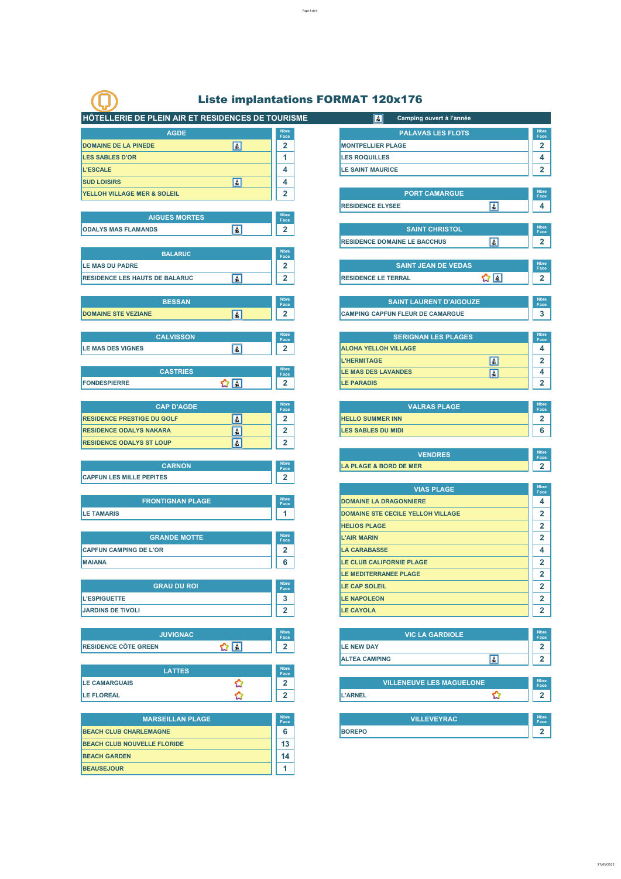# Liste implantations FORMAT 120x176

## HÔTELLERIE DE PLEIN AIR ET RESIDENCES DE TOURISME

Camping ouvert à l'année

| AGDE | Nbre Face |
|---|---|
| DOMAINE DE LA PINEDE | 2 |
| LES SABLES D'OR | 1 |
| L'ESCALE | 4 |
| SUD LOISIRS | 4 |
| YELLOH VILLAGE MER & SOLEIL | 2 |

| AIGUES MORTES | Nbre Face |
|---|---|
| ODALYS MAS FLAMANDS | 2 |

| BALARUC | Nbre Face |
|---|---|
| LE MAS DU PADRE | 2 |
| RESIDENCE LES HAUTS DE BALARUC | 2 |

| BESSAN | Nbre Face |
|---|---|
| DOMAINE STE VEZIANE | 2 |

| CALVISSON | Nbre Face |
|---|---|
| LE MAS DES VIGNES | 2 |

| CASTRIES | Nbre Face |
|---|---|
| FONDESPIERRE | 2 |

| CAP D'AGDE | Nbre Face |
|---|---|
| RESIDENCE PRESTIGE DU GOLF | 2 |
| RESIDENCE ODALYS NAKARA | 2 |
| RESIDENCE ODALYS ST LOUP | 2 |

| CARNON | Nbre Face |
|---|---|
| CAPFUN LES MILLE PEPITES | 2 |

| FRONTIGNAN PLAGE | Nbre Face |
|---|---|
| LE TAMARIS | 1 |

| GRANDE MOTTE | Nbre Face |
|---|---|
| CAPFUN CAMPING DE L'OR | 2 |
| MAIANA | 6 |

| GRAU DU ROI | Nbre Face |
|---|---|
| L'ESPIGUETTE | 3 |
| JARDINS DE TIVOLI | 2 |

| JUVIGNAC | Nbre Face |
|---|---|
| RESIDENCE CÔTE GREEN | 2 |

| LATTES | Nbre Face |
|---|---|
| LE CAMARGUAIS | 2 |
| LE FLOREAL | 2 |

| MARSEILLAN PLAGE | Nbre Face |
|---|---|
| BEACH CLUB CHARLEMAGNE | 6 |
| BEACH CLUB NOUVELLE FLORIDE | 13 |
| BEACH GARDEN | 14 |
| BEAUSEJOUR | 1 |

| PALAVAS LES FLOTS | Nbre Face |
|---|---|
| MONTPELLIER PLAGE | 2 |
| LES ROQUILLES | 4 |
| LE SAINT MAURICE | 2 |

| PORT CAMARGUE | Nbre Face |
|---|---|
| RESIDENCE ELYSEE | 4 |

| SAINT CHRISTOL | Nbre Face |
|---|---|
| RESIDENCE DOMAINE LE BACCHUS | 2 |

| SAINT JEAN DE VEDAS | Nbre Face |
|---|---|
| RESIDENCE LE TERRAL | 2 |

| SAINT LAURENT D'AIGOUZE | Nbre Face |
|---|---|
| CAMPING CAPFUN FLEUR DE CAMARGUE | 3 |

| SERIGNAN LES PLAGES | Nbre Face |
|---|---|
| ALOHA YELLOH VILLAGE | 4 |
| L'HERMITAGE | 2 |
| LE MAS DES LAVANDES | 4 |
| LE PARADIS | 2 |

| VALRAS PLAGE | Nbre Face |
|---|---|
| HELLO SUMMER INN | 2 |
| LES SABLES DU MIDI | 6 |

| VENDRES | Nbre Face |
|---|---|
| LA PLAGE & BORD DE MER | 2 |

| VIAS PLAGE | Nbre Face |
|---|---|
| DOMAINE LA DRAGONNIERE | 4 |
| DOMAINE STE CECILE YELLOH VILLAGE | 2 |
| HELIOS PLAGE | 2 |
| L'AIR MARIN | 2 |
| LA CARABASSE | 4 |
| LE CLUB CALIFORNIE PLAGE | 2 |
| LE MEDITERRANEE PLAGE | 2 |
| LE CAP SOLEIL | 2 |
| LE NAPOLEON | 2 |
| LE CAYOLA | 2 |

| VIC LA GARDIOLE | Nbre Face |
|---|---|
| LE NEW DAY | 2 |
| ALTEA CAMPING | 2 |

| VILLENEUVE LES MAGUELONE | Nbre Face |
|---|---|
| L'ARNEL | 2 |

| VILLEVEYRAC | Nbre Face |
|---|---|
| BOREPO | 2 |